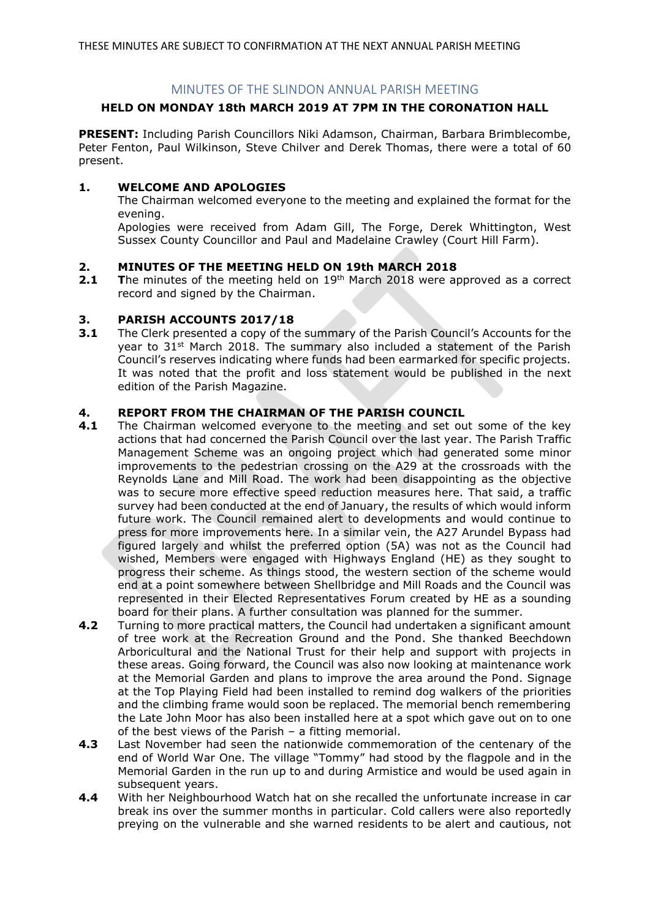THESE MINUTES ARE SUBJECT TO CONFIRMATION AT THE NEXT ANNUAL PARISH MEETING

# MINUTES OF THE SLINDON ANNUAL PARISH MEETING

## HELD ON MONDAY 18th MARCH 2019 AT 7PM IN THE CORONATION HALL

**PRESENT:** Including Parish Councillors Niki Adamson, Chairman, Barbara Brimblecombe, Peter Fenton, Paul Wilkinson, Steve Chilver and Derek Thomas, there were a total of 60 present.

**1. WELCOME AND APOLOGIES**

The Chairman welcomed everyone to the meeting and explained the format for the evening.

Apologies were received from Adam Gill, The Forge, Derek Whittington, West Sussex County Councillor and Paul and Madelaine Crawley (Court Hill Farm).

**2. MINUTES OF THE MEETING HELD ON 19th MARCH 2018**

**2.1** **T**he minutes of the meeting held on 19th March 2018 were approved as a correct record and signed by the Chairman.

**3. PARISH ACCOUNTS 2017/18**

**3.1** The Clerk presented a copy of the summary of the Parish Council's Accounts for the year to 31st March 2018. The summary also included a statement of the Parish Council's reserves indicating where funds had been earmarked for specific projects. It was noted that the profit and loss statement would be published in the next edition of the Parish Magazine.

**4. REPORT FROM THE CHAIRMAN OF THE PARISH COUNCIL**

**4.1** The Chairman welcomed everyone to the meeting and set out some of the key actions that had concerned the Parish Council over the last year. The Parish Traffic Management Scheme was an ongoing project which had generated some minor improvements to the pedestrian crossing on the A29 at the crossroads with the Reynolds Lane and Mill Road. The work had been disappointing as the objective was to secure more effective speed reduction measures here. That said, a traffic survey had been conducted at the end of January, the results of which would inform future work. The Council remained alert to developments and would continue to press for more improvements here. In a similar vein, the A27 Arundel Bypass had figured largely and whilst the preferred option (5A) was not as the Council had wished, Members were engaged with Highways England (HE) as they sought to progress their scheme. As things stood, the western section of the scheme would end at a point somewhere between Shellbridge and Mill Roads and the Council was represented in their Elected Representatives Forum created by HE as a sounding board for their plans. A further consultation was planned for the summer.

**4.2** Turning to more practical matters, the Council had undertaken a significant amount of tree work at the Recreation Ground and the Pond. She thanked Beechdown Arboricultural and the National Trust for their help and support with projects in these areas. Going forward, the Council was also now looking at maintenance work at the Memorial Garden and plans to improve the area around the Pond. Signage at the Top Playing Field had been installed to remind dog walkers of the priorities and the climbing frame would soon be replaced. The memorial bench remembering the Late John Moor has also been installed here at a spot which gave out on to one of the best views of the Parish – a fitting memorial.

**4.3** Last November had seen the nationwide commemoration of the centenary of the end of World War One. The village "Tommy" had stood by the flagpole and in the Memorial Garden in the run up to and during Armistice and would be used again in subsequent years.

**4.4** With her Neighbourhood Watch hat on she recalled the unfortunate increase in car break ins over the summer months in particular. Cold callers were also reportedly preying on the vulnerable and she warned residents to be alert and cautious, not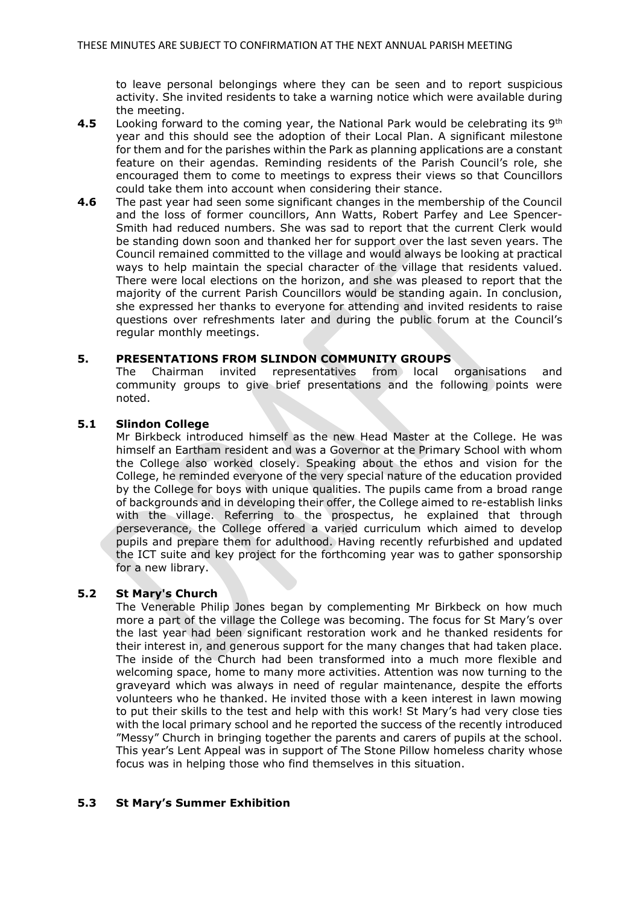to leave personal belongings where they can be seen and to report suspicious activity. She invited residents to take a warning notice which were available during the meeting.

**4.5** Looking forward to the coming year, the National Park would be celebrating its 9th year and this should see the adoption of their Local Plan. A significant milestone for them and for the parishes within the Park as planning applications are a constant feature on their agendas. Reminding residents of the Parish Council's role, she encouraged them to come to meetings to express their views so that Councillors could take them into account when considering their stance.

**4.6** The past year had seen some significant changes in the membership of the Council and the loss of former councillors, Ann Watts, Robert Parfey and Lee Spencer-Smith had reduced numbers. She was sad to report that the current Clerk would be standing down soon and thanked her for support over the last seven years. The Council remained committed to the village and would always be looking at practical ways to help maintain the special character of the village that residents valued. There were local elections on the horizon, and she was pleased to report that the majority of the current Parish Councillors would be standing again. In conclusion, she expressed her thanks to everyone for attending and invited residents to raise questions over refreshments later and during the public forum at the Council's regular monthly meetings.

## 5. PRESENTATIONS FROM SLINDON COMMUNITY GROUPS

The Chairman invited representatives from local organisations and community groups to give brief presentations and the following points were noted.

### 5.1 Slindon College

Mr Birkbeck introduced himself as the new Head Master at the College. He was himself an Eartham resident and was a Governor at the Primary School with whom the College also worked closely. Speaking about the ethos and vision for the College, he reminded everyone of the very special nature of the education provided by the College for boys with unique qualities. The pupils came from a broad range of backgrounds and in developing their offer, the College aimed to re-establish links with the village. Referring to the prospectus, he explained that through perseverance, the College offered a varied curriculum which aimed to develop pupils and prepare them for adulthood. Having recently refurbished and updated the ICT suite and key project for the forthcoming year was to gather sponsorship for a new library.

### 5.2 St Mary's Church

The Venerable Philip Jones began by complementing Mr Birkbeck on how much more a part of the village the College was becoming. The focus for St Mary's over the last year had been significant restoration work and he thanked residents for their interest in, and generous support for the many changes that had taken place. The inside of the Church had been transformed into a much more flexible and welcoming space, home to many more activities. Attention was now turning to the graveyard which was always in need of regular maintenance, despite the efforts volunteers who he thanked. He invited those with a keen interest in lawn mowing to put their skills to the test and help with this work! St Mary's had very close ties with the local primary school and he reported the success of the recently introduced "Messy" Church in bringing together the parents and carers of pupils at the school. This year's Lent Appeal was in support of The Stone Pillow homeless charity whose focus was in helping those who find themselves in this situation.

### 5.3 St Mary's Summer Exhibition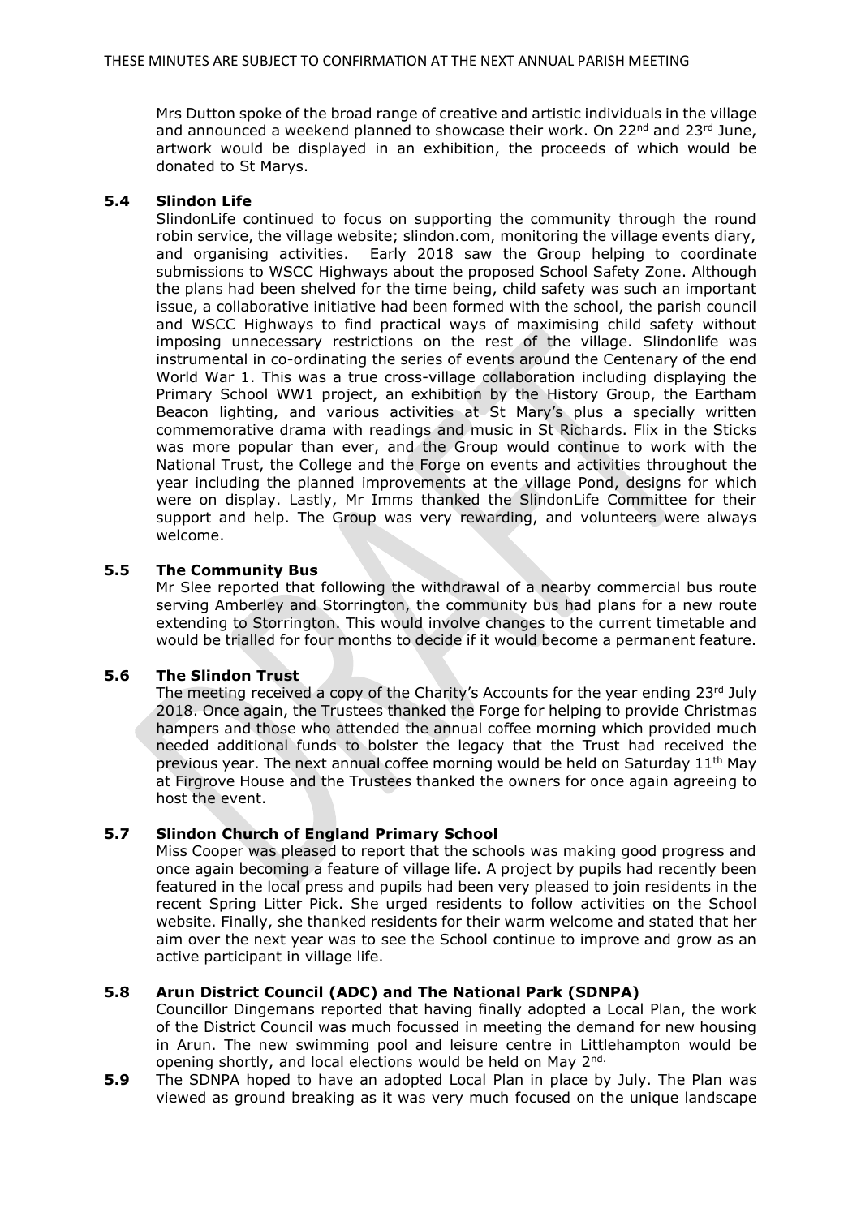Mrs Dutton spoke of the broad range of creative and artistic individuals in the village and announced a weekend planned to showcase their work. On 22nd and 23rd June, artwork would be displayed in an exhibition, the proceeds of which would be donated to St Marys.

**5.4 Slindon Life**

SlindonLife continued to focus on supporting the community through the round robin service, the village website; slindon.com, monitoring the village events diary, and organising activities. Early 2018 saw the Group helping to coordinate submissions to WSCC Highways about the proposed School Safety Zone. Although the plans had been shelved for the time being, child safety was such an important issue, a collaborative initiative had been formed with the school, the parish council and WSCC Highways to find practical ways of maximising child safety without imposing unnecessary restrictions on the rest of the village. Slindonlife was instrumental in co-ordinating the series of events around the Centenary of the end World War 1. This was a true cross-village collaboration including displaying the Primary School WW1 project, an exhibition by the History Group, the Eartham Beacon lighting, and various activities at St Mary's plus a specially written commemorative drama with readings and music in St Richards. Flix in the Sticks was more popular than ever, and the Group would continue to work with the National Trust, the College and the Forge on events and activities throughout the year including the planned improvements at the village Pond, designs for which were on display. Lastly, Mr Imms thanked the SlindonLife Committee for their support and help. The Group was very rewarding, and volunteers were always welcome.

**5.5 The Community Bus**

Mr Slee reported that following the withdrawal of a nearby commercial bus route serving Amberley and Storrington, the community bus had plans for a new route extending to Storrington. This would involve changes to the current timetable and would be trialled for four months to decide if it would become a permanent feature.

**5.6 The Slindon Trust**

The meeting received a copy of the Charity's Accounts for the year ending 23rd July 2018. Once again, the Trustees thanked the Forge for helping to provide Christmas hampers and those who attended the annual coffee morning which provided much needed additional funds to bolster the legacy that the Trust had received the previous year. The next annual coffee morning would be held on Saturday 11th May at Firgrove House and the Trustees thanked the owners for once again agreeing to host the event.

**5.7 Slindon Church of England Primary School**

Miss Cooper was pleased to report that the schools was making good progress and once again becoming a feature of village life. A project by pupils had recently been featured in the local press and pupils had been very pleased to join residents in the recent Spring Litter Pick. She urged residents to follow activities on the School website. Finally, she thanked residents for their warm welcome and stated that her aim over the next year was to see the School continue to improve and grow as an active participant in village life.

**5.8 Arun District Council (ADC) and The National Park (SDNPA)**

Councillor Dingemans reported that having finally adopted a Local Plan, the work of the District Council was much focussed in meeting the demand for new housing in Arun. The new swimming pool and leisure centre in Littlehampton would be opening shortly, and local elections would be held on May 2nd.

**5.9** The SDNPA hoped to have an adopted Local Plan in place by July. The Plan was viewed as ground breaking as it was very much focused on the unique landscape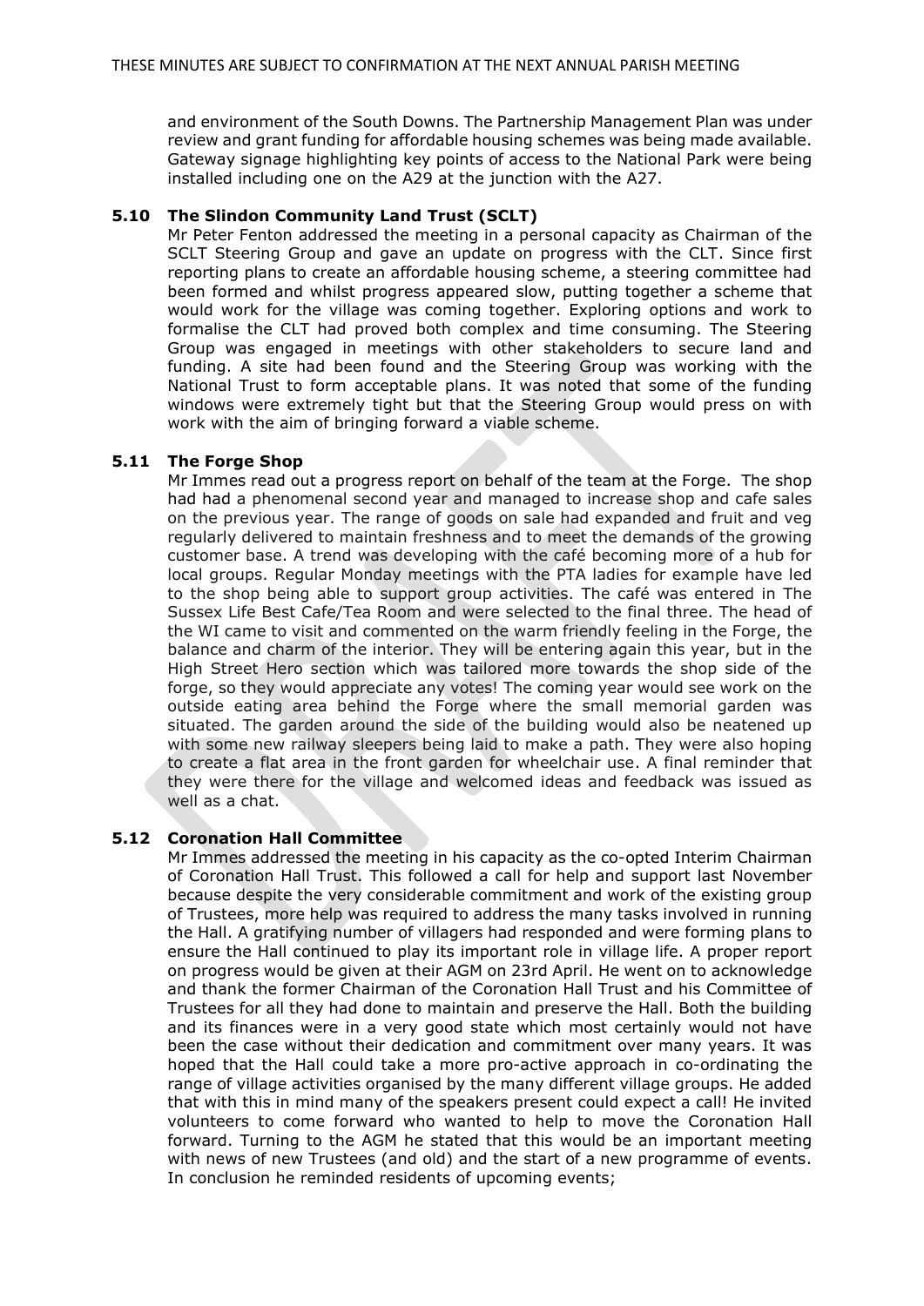and environment of the South Downs. The Partnership Management Plan was under review and grant funding for affordable housing schemes was being made available. Gateway signage highlighting key points of access to the National Park were being installed including one on the A29 at the junction with the A27.

### 5.10 The Slindon Community Land Trust (SCLT)

Mr Peter Fenton addressed the meeting in a personal capacity as Chairman of the SCLT Steering Group and gave an update on progress with the CLT. Since first reporting plans to create an affordable housing scheme, a steering committee had been formed and whilst progress appeared slow, putting together a scheme that would work for the village was coming together. Exploring options and work to formalise the CLT had proved both complex and time consuming. The Steering Group was engaged in meetings with other stakeholders to secure land and funding. A site had been found and the Steering Group was working with the National Trust to form acceptable plans. It was noted that some of the funding windows were extremely tight but that the Steering Group would press on with work with the aim of bringing forward a viable scheme.

### 5.11 The Forge Shop

Mr Immes read out a progress report on behalf of the team at the Forge. The shop had had a phenomenal second year and managed to increase shop and cafe sales on the previous year. The range of goods on sale had expanded and fruit and veg regularly delivered to maintain freshness and to meet the demands of the growing customer base. A trend was developing with the café becoming more of a hub for local groups. Regular Monday meetings with the PTA ladies for example have led to the shop being able to support group activities. The café was entered in The Sussex Life Best Cafe/Tea Room and were selected to the final three. The head of the WI came to visit and commented on the warm friendly feeling in the Forge, the balance and charm of the interior. They will be entering again this year, but in the High Street Hero section which was tailored more towards the shop side of the forge, so they would appreciate any votes! The coming year would see work on the outside eating area behind the Forge where the small memorial garden was situated. The garden around the side of the building would also be neatened up with some new railway sleepers being laid to make a path. They were also hoping to create a flat area in the front garden for wheelchair use. A final reminder that they were there for the village and welcomed ideas and feedback was issued as well as a chat.

### 5.12 Coronation Hall Committee

Mr Immes addressed the meeting in his capacity as the co-opted Interim Chairman of Coronation Hall Trust. This followed a call for help and support last November because despite the very considerable commitment and work of the existing group of Trustees, more help was required to address the many tasks involved in running the Hall. A gratifying number of villagers had responded and were forming plans to ensure the Hall continued to play its important role in village life. A proper report on progress would be given at their AGM on 23rd April. He went on to acknowledge and thank the former Chairman of the Coronation Hall Trust and his Committee of Trustees for all they had done to maintain and preserve the Hall. Both the building and its finances were in a very good state which most certainly would not have been the case without their dedication and commitment over many years. It was hoped that the Hall could take a more pro-active approach in co-ordinating the range of village activities organised by the many different village groups. He added that with this in mind many of the speakers present could expect a call! He invited volunteers to come forward who wanted to help to move the Coronation Hall forward. Turning to the AGM he stated that this would be an important meeting with news of new Trustees (and old) and the start of a new programme of events. In conclusion he reminded residents of upcoming events;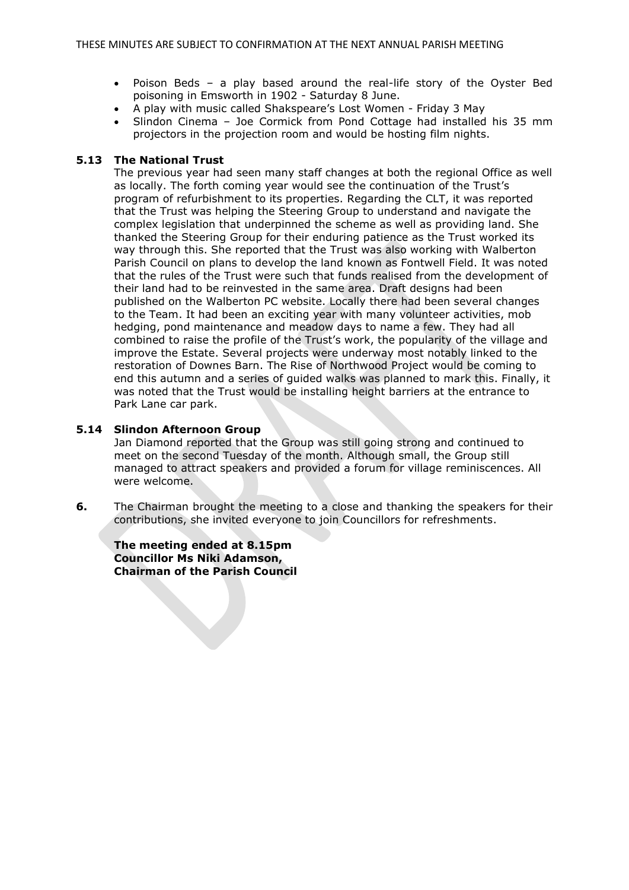- Poison Beds – a play based around the real-life story of the Oyster Bed poisoning in Emsworth in 1902 - Saturday 8 June.
- A play with music called Shakspeare's Lost Women - Friday 3 May
- Slindon Cinema – Joe Cormick from Pond Cottage had installed his 35 mm projectors in the projection room and would be hosting film nights.

### 5.13 The National Trust

The previous year had seen many staff changes at both the regional Office as well as locally. The forth coming year would see the continuation of the Trust's program of refurbishment to its properties. Regarding the CLT, it was reported that the Trust was helping the Steering Group to understand and navigate the complex legislation that underpinned the scheme as well as providing land. She thanked the Steering Group for their enduring patience as the Trust worked its way through this. She reported that the Trust was also working with Walberton Parish Council on plans to develop the land known as Fontwell Field. It was noted that the rules of the Trust were such that funds realised from the development of their land had to be reinvested in the same area. Draft designs had been published on the Walberton PC website. Locally there had been several changes to the Team. It had been an exciting year with many volunteer activities, mob hedging, pond maintenance and meadow days to name a few. They had all combined to raise the profile of the Trust's work, the popularity of the village and improve the Estate. Several projects were underway most notably linked to the restoration of Downes Barn. The Rise of Northwood Project would be coming to end this autumn and a series of guided walks was planned to mark this. Finally, it was noted that the Trust would be installing height barriers at the entrance to Park Lane car park.

### 5.14 Slindon Afternoon Group

Jan Diamond reported that the Group was still going strong and continued to meet on the second Tuesday of the month. Although small, the Group still managed to attract speakers and provided a forum for village reminiscences. All were welcome.

**6.** The Chairman brought the meeting to a close and thanking the speakers for their contributions, she invited everyone to join Councillors for refreshments.

**The meeting ended at 8.15pm**
**Councillor Ms Niki Adamson,**
**Chairman of the Parish Council**